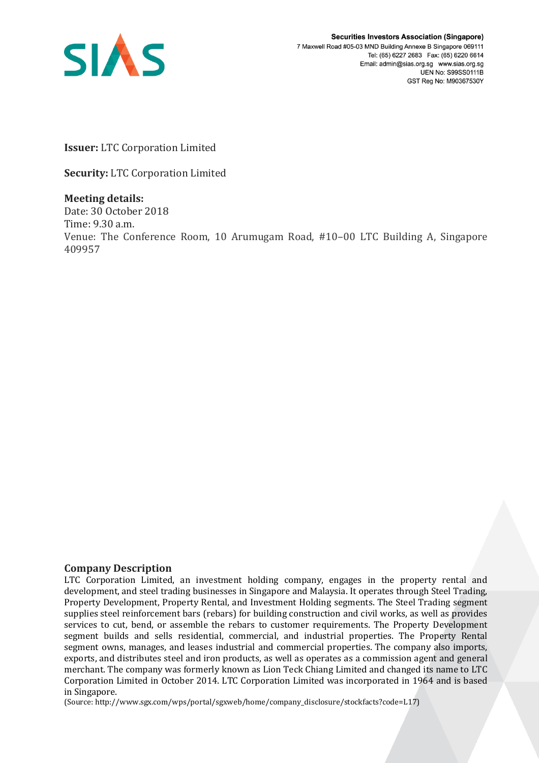Securities Investors Association (Singapore)
7 Maxwell Road #05-03 MND Building Annexe B Singapore 069111
Tel: (65) 6227 2683 Fax: (65) 6220 6614
Email: admin@sias.org.sg www.sias.org.sg
UEN No: S99SS0111B
GST Reg No: M90367530Y

**Issuer:** LTC Corporation Limited

**Security:** LTC Corporation Limited

**Meeting details:**
Date: 30 October 2018
Time: 9.30 a.m.
Venue: The Conference Room, 10 Arumugam Road, #10–00 LTC Building A, Singapore 409957

## Company Description

LTC Corporation Limited, an investment holding company, engages in the property rental and development, and steel trading businesses in Singapore and Malaysia. It operates through Steel Trading, Property Development, Property Rental, and Investment Holding segments. The Steel Trading segment supplies steel reinforcement bars (rebars) for building construction and civil works, as well as provides services to cut, bend, or assemble the rebars to customer requirements. The Property Development segment builds and sells residential, commercial, and industrial properties. The Property Rental segment owns, manages, and leases industrial and commercial properties. The company also imports, exports, and distributes steel and iron products, as well as operates as a commission agent and general merchant. The company was formerly known as Lion Teck Chiang Limited and changed its name to LTC Corporation Limited in October 2014. LTC Corporation Limited was incorporated in 1964 and is based in Singapore.

(Source: http://www.sgx.com/wps/portal/sgxweb/home/company_disclosure/stockfacts?code=L17)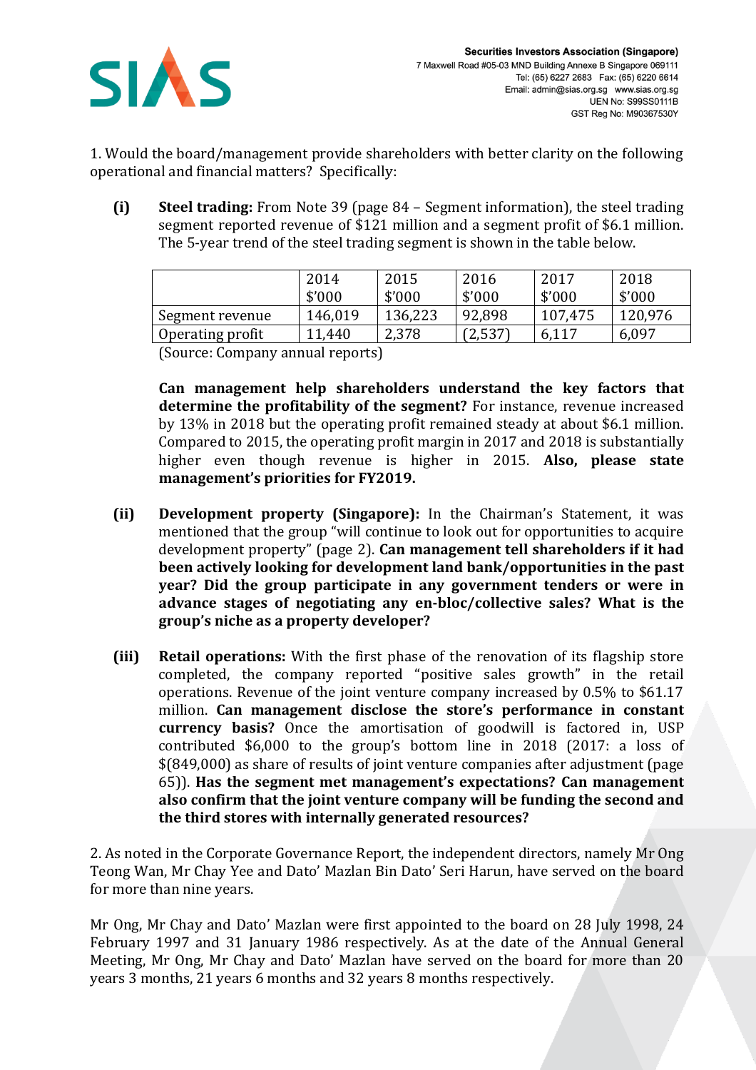1. Would the board/management provide shareholders with better clarity on the following operational and financial matters? Specifically:

**(i) Steel trading:** From Note 39 (page 84 – Segment information), the steel trading segment reported revenue of $121 million and a segment profit of $6.1 million. The 5-year trend of the steel trading segment is shown in the table below.

| | 2014 $'000 | 2015 $'000 | 2016 $'000 | 2017 $'000 | 2018 $'000 |
|---|---|---|---|---|---|
| Segment revenue | 146,019 | 136,223 | 92,898 | 107,475 | 120,976 |
| Operating profit | 11,440 | 2,378 | (2,537) | 6,117 | 6,097 |

(Source: Company annual reports)

**Can management help shareholders understand the key factors that determine the profitability of the segment?** For instance, revenue increased by 13% in 2018 but the operating profit remained steady at about $6.1 million. Compared to 2015, the operating profit margin in 2017 and 2018 is substantially higher even though revenue is higher in 2015. **Also, please state management's priorities for FY2019.**

**(ii) Development property (Singapore):** In the Chairman's Statement, it was mentioned that the group "will continue to look out for opportunities to acquire development property" (page 2). **Can management tell shareholders if it had been actively looking for development land bank/opportunities in the past year? Did the group participate in any government tenders or were in advance stages of negotiating any en-bloc/collective sales? What is the group's niche as a property developer?**

**(iii) Retail operations:** With the first phase of the renovation of its flagship store completed, the company reported "positive sales growth" in the retail operations. Revenue of the joint venture company increased by 0.5% to $61.17 million. **Can management disclose the store's performance in constant currency basis?** Once the amortisation of goodwill is factored in, USP contributed $6,000 to the group's bottom line in 2018 (2017: a loss of $(849,000) as share of results of joint venture companies after adjustment (page 65)). **Has the segment met management's expectations? Can management also confirm that the joint venture company will be funding the second and the third stores with internally generated resources?**

2. As noted in the Corporate Governance Report, the independent directors, namely Mr Ong Teong Wan, Mr Chay Yee and Dato' Mazlan Bin Dato' Seri Harun, have served on the board for more than nine years.

Mr Ong, Mr Chay and Dato' Mazlan were first appointed to the board on 28 July 1998, 24 February 1997 and 31 January 1986 respectively. As at the date of the Annual General Meeting, Mr Ong, Mr Chay and Dato' Mazlan have served on the board for more than 20 years 3 months, 21 years 6 months and 32 years 8 months respectively.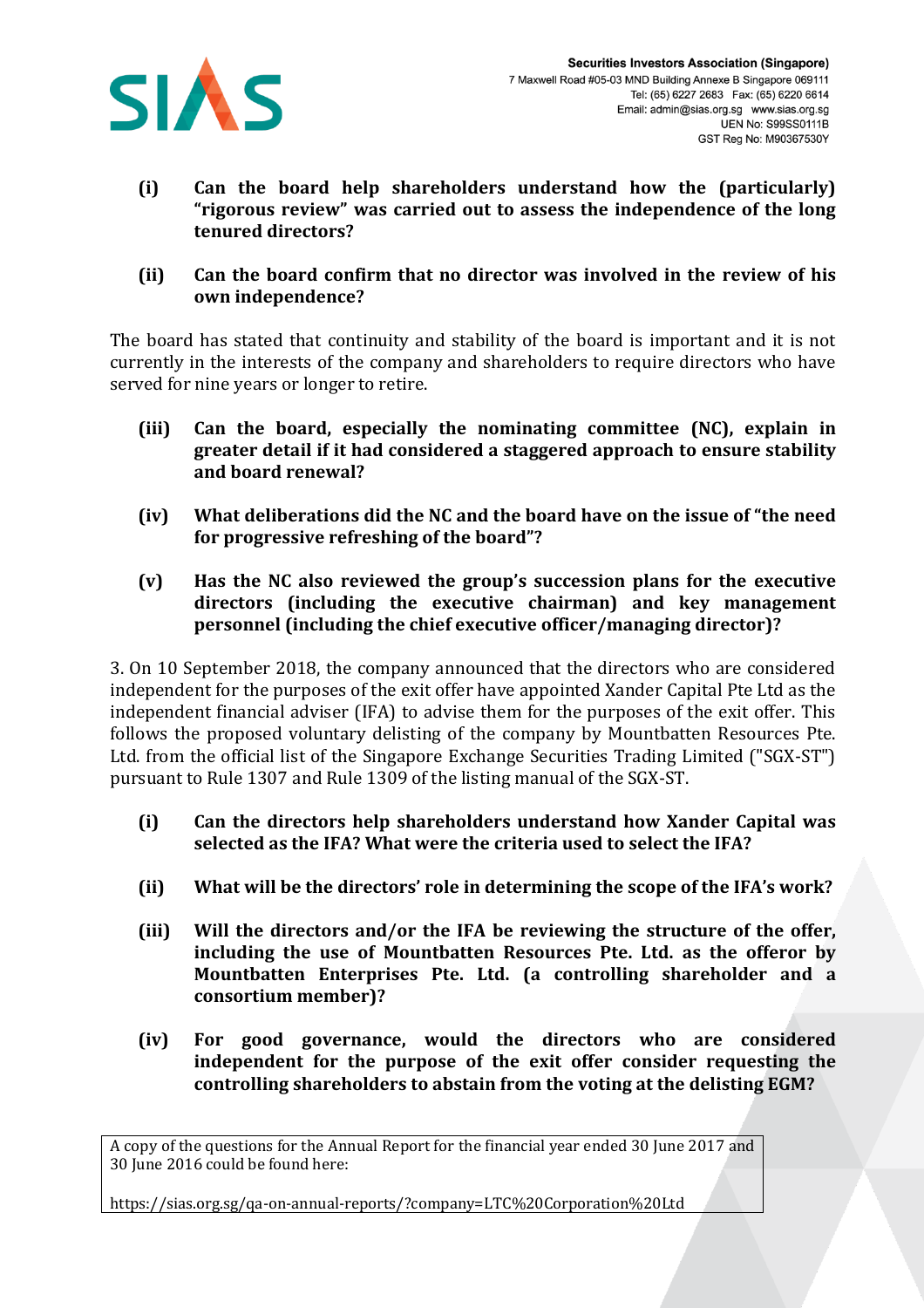- **(i) Can the board help shareholders understand how the (particularly) "rigorous review" was carried out to assess the independence of the long tenured directors?**

- **(ii) Can the board confirm that no director was involved in the review of his own independence?**

The board has stated that continuity and stability of the board is important and it is not currently in the interests of the company and shareholders to require directors who have served for nine years or longer to retire.

- **(iii) Can the board, especially the nominating committee (NC), explain in greater detail if it had considered a staggered approach to ensure stability and board renewal?**

- **(iv) What deliberations did the NC and the board have on the issue of "the need for progressive refreshing of the board"?**

- **(v) Has the NC also reviewed the group's succession plans for the executive directors (including the executive chairman) and key management personnel (including the chief executive officer/managing director)?**

3. On 10 September 2018, the company announced that the directors who are considered independent for the purposes of the exit offer have appointed Xander Capital Pte Ltd as the independent financial adviser (IFA) to advise them for the purposes of the exit offer. This follows the proposed voluntary delisting of the company by Mountbatten Resources Pte. Ltd. from the official list of the Singapore Exchange Securities Trading Limited ("SGX-ST") pursuant to Rule 1307 and Rule 1309 of the listing manual of the SGX-ST.

- **(i) Can the directors help shareholders understand how Xander Capital was selected as the IFA? What were the criteria used to select the IFA?**

- **(ii) What will be the directors' role in determining the scope of the IFA's work?**

- **(iii) Will the directors and/or the IFA be reviewing the structure of the offer, including the use of Mountbatten Resources Pte. Ltd. as the offeror by Mountbatten Enterprises Pte. Ltd. (a controlling shareholder and a consortium member)?**

- **(iv) For good governance, would the directors who are considered independent for the purpose of the exit offer consider requesting the controlling shareholders to abstain from the voting at the delisting EGM?**

A copy of the questions for the Annual Report for the financial year ended 30 June 2017 and 30 June 2016 could be found here:

https://sias.org.sg/qa-on-annual-reports/?company=LTC%20Corporation%20Ltd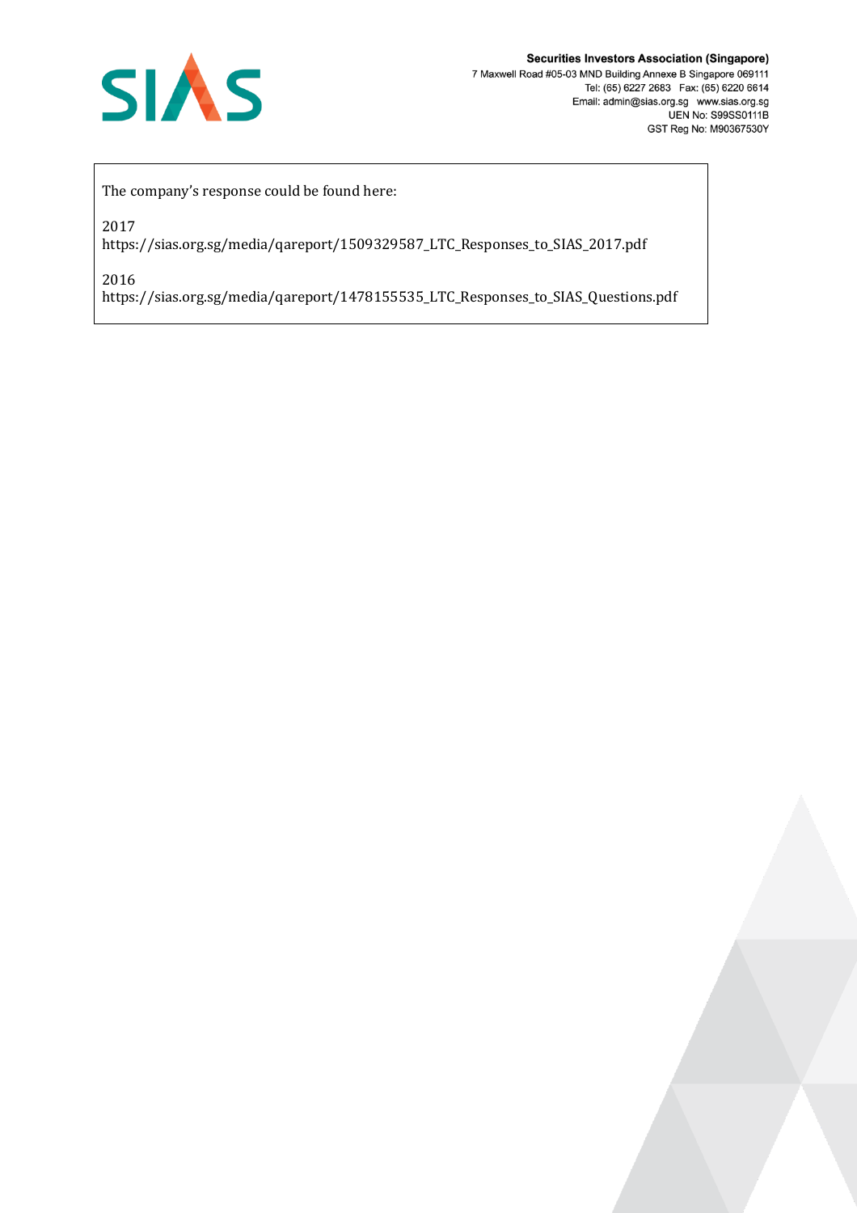The company's response could be found here:

2017
https://sias.org.sg/media/qareport/1509329587_LTC_Responses_to_SIAS_2017.pdf

2016
https://sias.org.sg/media/qareport/1478155535_LTC_Responses_to_SIAS_Questions.pdf